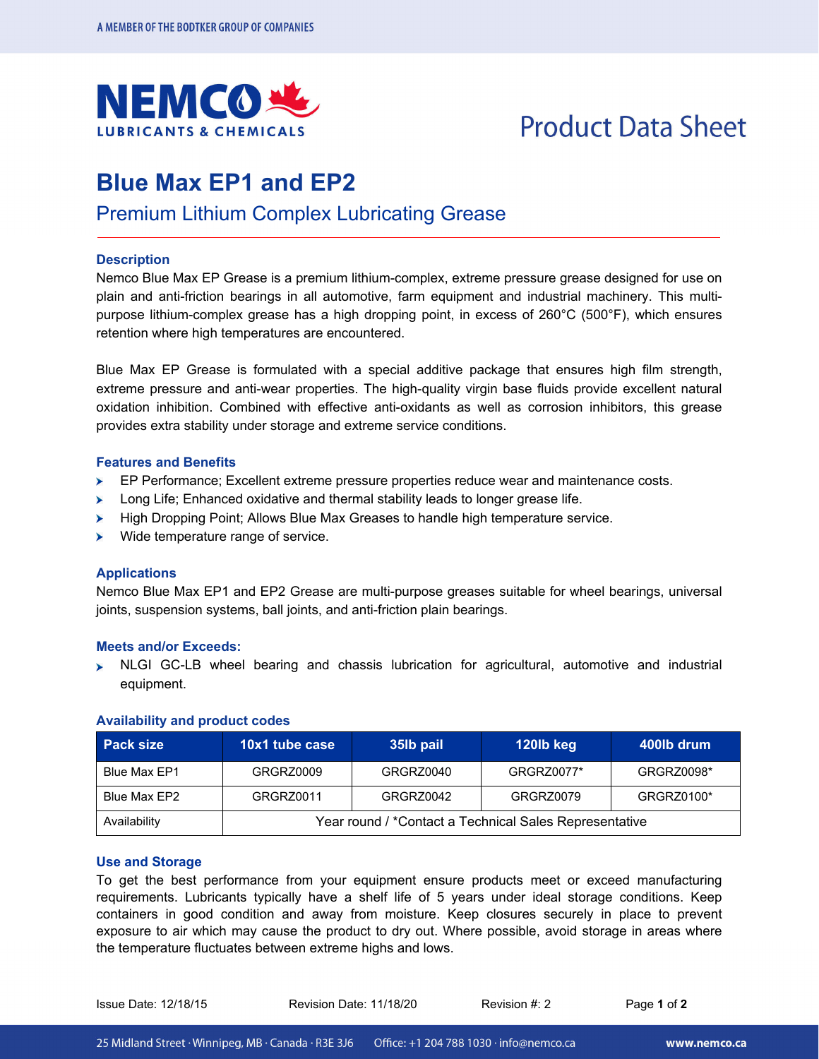# Blue Max EP1 and EP2

## Premium Lithium Complex Lubricating Grease

### Description

Nemco Blue Max EP Grease is a premium lithium-complex, extreme pressure grease designed for use on plain and anti-friction bearings in all automotive, farm equipment and industrial machinery. This multi-purpose lithium-complex grease has a high dropping point, in excess of 260°C (500°F), which ensures retention where high temperatures are encountered.

Blue Max EP Grease is formulated with a special additive package that ensures high film strength, extreme pressure and anti-wear properties. The high-quality virgin base fluids provide excellent natural oxidation inhibition. Combined with effective anti-oxidants as well as corrosion inhibitors, this grease provides extra stability under storage and extreme service conditions.

### Features and Benefits

- EP Performance; Excellent extreme pressure properties reduce wear and maintenance costs.
- Long Life; Enhanced oxidative and thermal stability leads to longer grease life.
- High Dropping Point; Allows Blue Max Greases to handle high temperature service.
- Wide temperature range of service.

### Applications

Nemco Blue Max EP1 and EP2 Grease are multi-purpose greases suitable for wheel bearings, universal joints, suspension systems, ball joints, and anti-friction plain bearings.

### Meets and/or Exceeds:

- NLGI GC-LB wheel bearing and chassis lubrication for agricultural, automotive and industrial equipment.

### Availability and product codes

| Pack size | 10x1 tube case | 35lb pail | 120lb keg | 400lb drum |
|---|---|---|---|---|
| Blue Max EP1 | GRGRZ0009 | GRGRZ0040 | GRGRZ0077* | GRGRZ0098* |
| Blue Max EP2 | GRGRZ0011 | GRGRZ0042 | GRGRZ0079 | GRGRZ0100* |
| Availability | Year round / *Contact a Technical Sales Representative | | | |

### Use and Storage

To get the best performance from your equipment ensure products meet or exceed manufacturing requirements. Lubricants typically have a shelf life of 5 years under ideal storage conditions. Keep containers in good condition and away from moisture. Keep closures securely in place to prevent exposure to air which may cause the product to dry out. Where possible, avoid storage in areas where the temperature fluctuates between extreme highs and lows.

Issue Date: 12/18/15 Revision Date: 11/18/20 Revision #: 2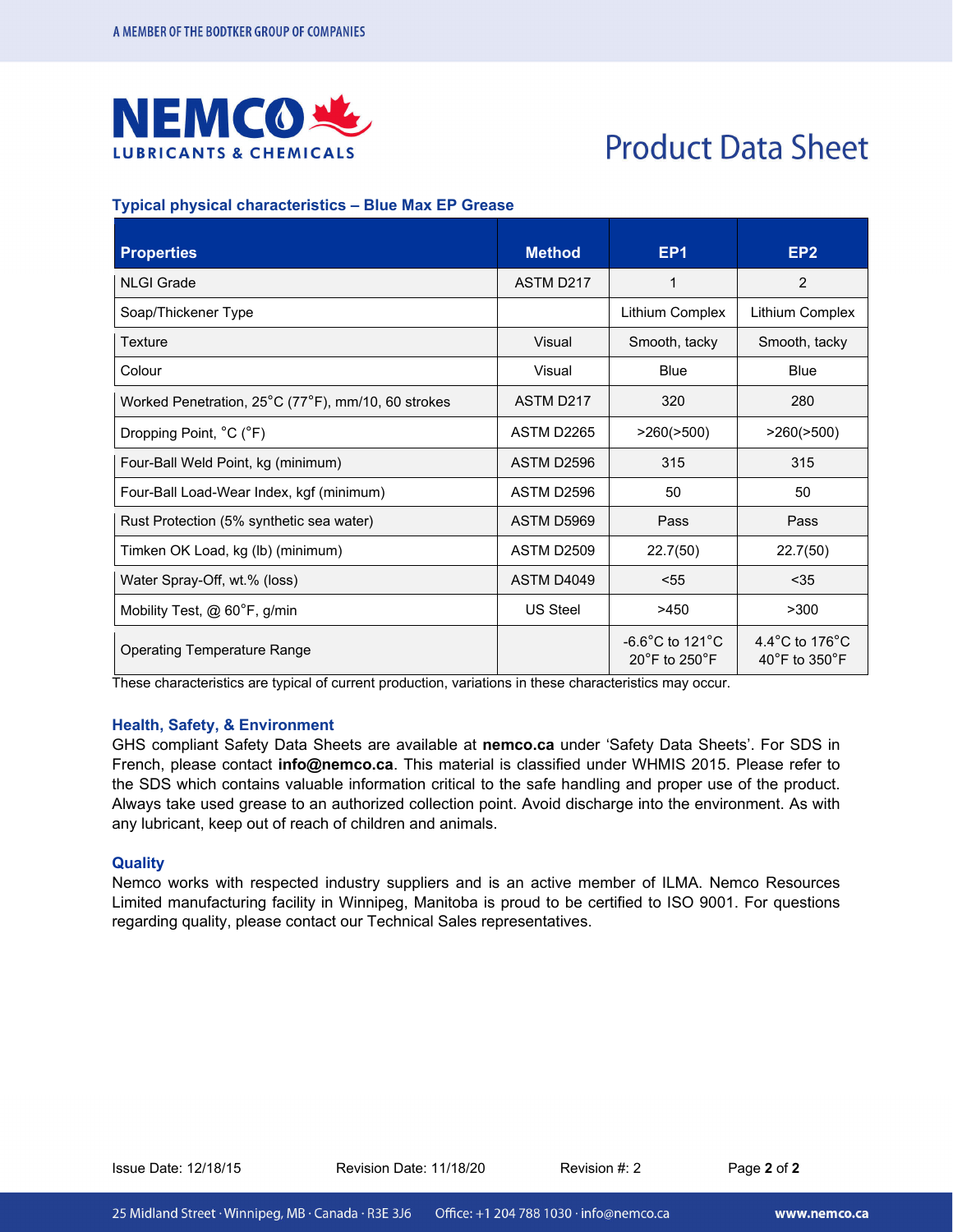# Product Data Sheet

### Typical physical characteristics – Blue Max EP Grease

| Properties | Method | EP1 | EP2 |
|---|---|---|---|
| NLGI Grade | ASTM D217 | 1 | 2 |
| Soap/Thickener Type | | Lithium Complex | Lithium Complex |
| Texture | Visual | Smooth, tacky | Smooth, tacky |
| Colour | Visual | Blue | Blue |
| Worked Penetration, 25°C (77°F), mm/10, 60 strokes | ASTM D217 | 320 | 280 |
| Dropping Point, °C (°F) | ASTM D2265 | >260(>500) | >260(>500) |
| Four-Ball Weld Point, kg (minimum) | ASTM D2596 | 315 | 315 |
| Four-Ball Load-Wear Index, kgf (minimum) | ASTM D2596 | 50 | 50 |
| Rust Protection (5% synthetic sea water) | ASTM D5969 | Pass | Pass |
| Timken OK Load, kg (lb) (minimum) | ASTM D2509 | 22.7(50) | 22.7(50) |
| Water Spray-Off, wt.% (loss) | ASTM D4049 | <55 | <35 |
| Mobility Test, @ 60°F, g/min | US Steel | >450 | >300 |
| Operating Temperature Range | | -6.6°C to 121°C 20°F to 250°F | 4.4°C to 176°C 40°F to 350°F |

These characteristics are typical of current production, variations in these characteristics may occur.

### Health, Safety, & Environment

GHS compliant Safety Data Sheets are available at **nemco.ca** under 'Safety Data Sheets'. For SDS in French, please contact **info@nemco.ca**. This material is classified under WHMIS 2015. Please refer to the SDS which contains valuable information critical to the safe handling and proper use of the product. Always take used grease to an authorized collection point. Avoid discharge into the environment. As with any lubricant, keep out of reach of children and animals.

### Quality

Nemco works with respected industry suppliers and is an active member of ILMA. Nemco Resources Limited manufacturing facility in Winnipeg, Manitoba is proud to be certified to ISO 9001. For questions regarding quality, please contact our Technical Sales representatives.

Issue Date: 12/18/15 Revision Date: 11/18/20 Revision #: 2